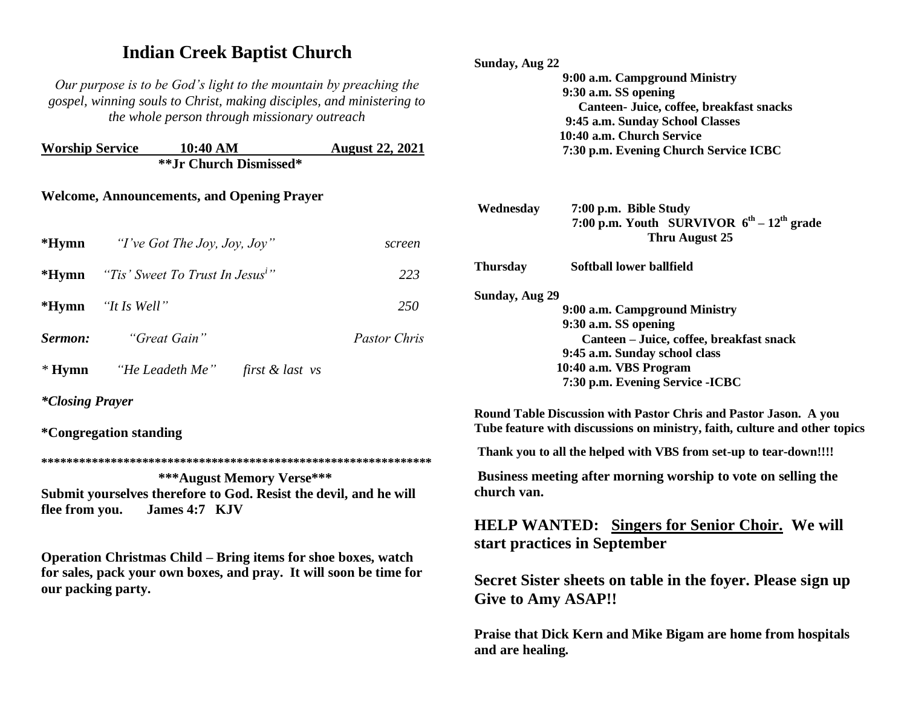# Indian Creek Baptist Church

*Our purpose is to be God's light to the mountain by preaching the gospel, winning souls to Christ, making disciples, and ministering to the whole person through missionary outreach*

**Worship Service 10:40 AM August 22, 2021**

****Jr Church Dismissed***

**Welcome, Announcements, and Opening Prayer**

**\*Hymn** *"I've Got The Joy, Joy, Joy"* *screen*

**\*Hymn** *"Tis' Sweet To Trust In Jesus[i]"* *223*

**\*Hymn** *"It Is Well"* *250*

***Sermon:*** *"Great Gain"* *Pastor Chris*

*\** **Hymn** *"He Leadeth Me"* *first & last vs*

***\*Closing Prayer***

**\*Congregation standing**

**\*\*\*\*\*\*\*\*\*\*\*\*\*\*\*\*\*\*\*\*\*\*\*\*\*\*\*\*\*\*\*\*\*\*\*\*\*\*\*\*\*\*\*\*\*\*\*\*\*\*\*\*\*\*\*\*\*\*\*\*\*\***

**\*\*\*August Memory Verse\*\*\***

**Submit yourselves therefore to God. Resist the devil, and he will flee from you. James 4:7 KJV**

**Operation Christmas Child – Bring items for shoe boxes, watch for sales, pack your own boxes, and pray. It will soon be time for our packing party.**

**Sunday, Aug 22**
- **9:00 a.m. Campground Ministry**
- **9:30 a.m. SS opening**
  - **Canteen- Juice, coffee, breakfast snacks**
- **9:45 a.m. Sunday School Classes**
- **10:40 a.m. Church Service**
- **7:30 p.m. Evening Church Service ICBC**

**Wednesday**
- **7:00 p.m. Bible Study**
- **7:00 p.m. Youth SURVIVOR $6^{th}$ – $12^{th}$ grade Thru August 25**

**Thursday** **Softball lower ballfield**

**Sunday, Aug 29**
- **9:00 a.m. Campground Ministry**
- **9:30 a.m. SS opening**
  - **Canteen – Juice, coffee, breakfast snack**
- **9:45 a.m. Sunday school class**
- **10:40 a.m. VBS Program**
- **7:30 p.m. Evening Service -ICBC**

**Round Table Discussion with Pastor Chris and Pastor Jason. A you Tube feature with discussions on ministry, faith, culture and other topics**

**Thank you to all the helped with VBS from set-up to tear-down!!!!**

**Business meeting after morning worship to vote on selling the church van.**

## HELP WANTED: <u>Singers for Senior Choir.</u> We will start practices in September

## Secret Sister sheets on table in the foyer. Please sign up Give to Amy ASAP!!

**Praise that Dick Kern and Mike Bigam are home from hospitals and are healing.**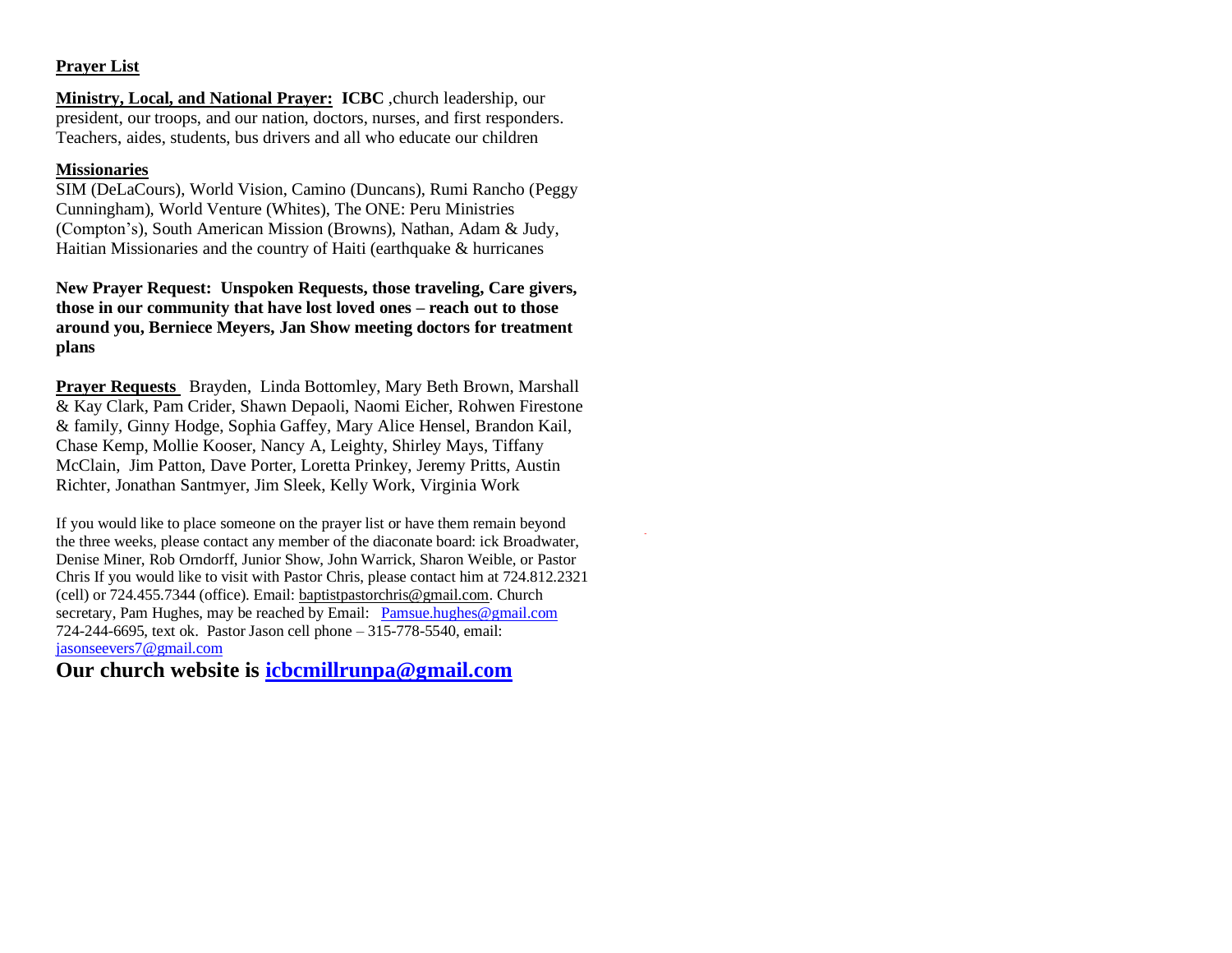**Prayer List**

**Ministry, Local, and National Prayer:** **ICBC** ,church leadership, our president, our troops, and our nation, doctors, nurses, and first responders. Teachers, aides, students, bus drivers and all who educate our children

**Missionaries**

SIM (DeLaCours), World Vision, Camino (Duncans), Rumi Rancho (Peggy Cunningham), World Venture (Whites), The ONE: Peru Ministries (Compton's), South American Mission (Browns), Nathan, Adam & Judy, Haitian Missionaries and the country of Haiti (earthquake & hurricanes

**New Prayer Request: Unspoken Requests, those traveling, Care givers, those in our community that have lost loved ones – reach out to those around you, Berniece Meyers, Jan Show meeting doctors for treatment plans**

**Prayer Requests** Brayden, Linda Bottomley, Mary Beth Brown, Marshall & Kay Clark, Pam Crider, Shawn Depaoli, Naomi Eicher, Rohwen Firestone & family, Ginny Hodge, Sophia Gaffey, Mary Alice Hensel, Brandon Kail, Chase Kemp, Mollie Kooser, Nancy A, Leighty, Shirley Mays, Tiffany McClain, Jim Patton, Dave Porter, Loretta Prinkey, Jeremy Pritts, Austin Richter, Jonathan Santmyer, Jim Sleek, Kelly Work, Virginia Work

If you would like to place someone on the prayer list or have them remain beyond the three weeks, please contact any member of the diaconate board: ick Broadwater, Denise Miner, Rob Orndorff, Junior Show, John Warrick, Sharon Weible, or Pastor Chris If you would like to visit with Pastor Chris, please contact him at 724.812.2321 (cell) or 724.455.7344 (office). Email: baptistpastorchris@gmail.com. Church secretary, Pam Hughes, may be reached by Email: Pamsue.hughes@gmail.com 724-244-6695, text ok. Pastor Jason cell phone – 315-778-5540, email: jasonseevers7@gmail.com

**Our church website is icbcmillrunpa@gmail.com**